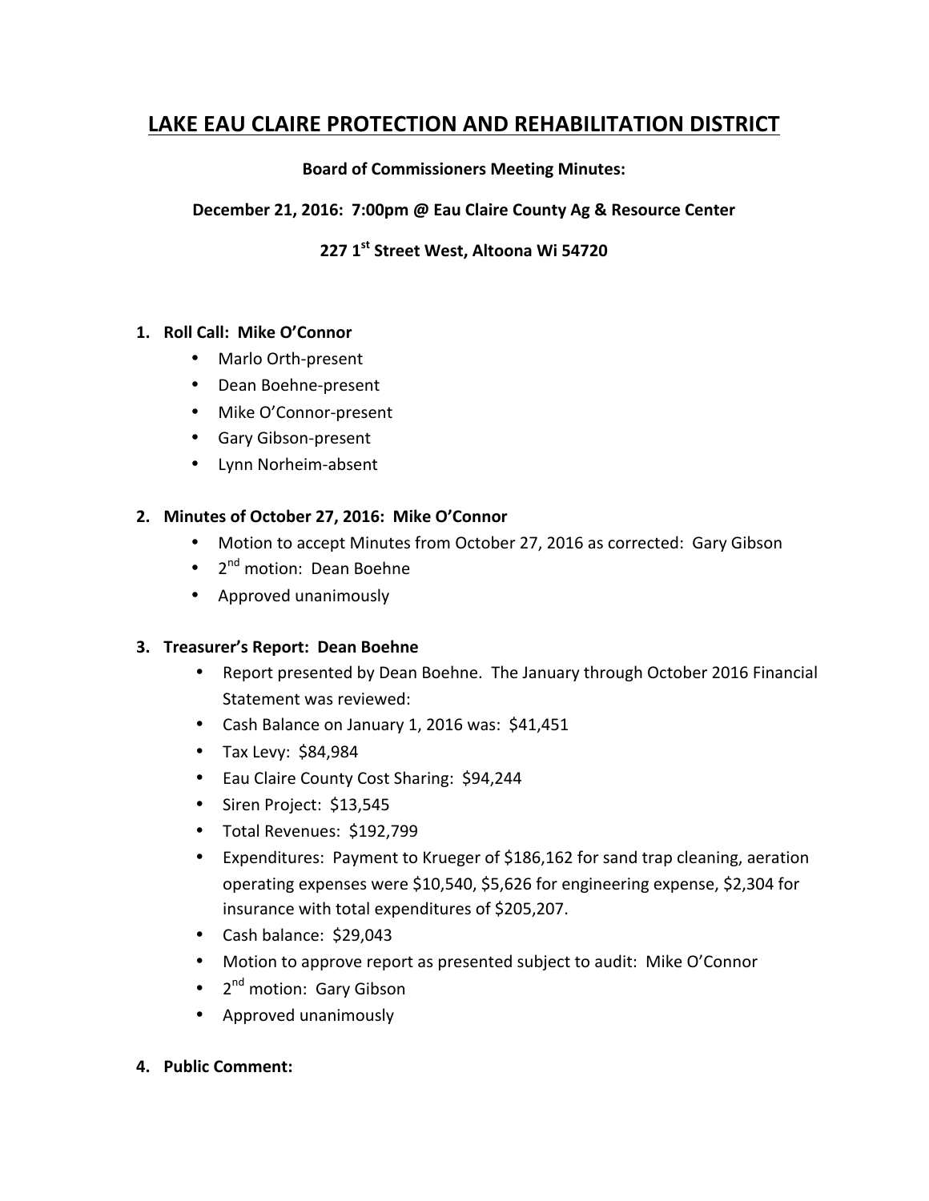# LAKE EAU CLAIRE PROTECTION AND REHABILITATION DISTRICT

**Board of Commissioners Meeting Minutes:**

**December 21, 2016: 7:00pm @ Eau Claire County Ag & Resource Center**

**227 1st Street West, Altoona Wi 54720**

1. **Roll Call: Mike O'Connor**
   - Marlo Orth-present
   - Dean Boehne-present
   - Mike O'Connor-present
   - Gary Gibson-present
   - Lynn Norheim-absent

2. **Minutes of October 27, 2016: Mike O'Connor**
   - Motion to accept Minutes from October 27, 2016 as corrected: Gary Gibson
   - 2nd motion: Dean Boehne
   - Approved unanimously

3. **Treasurer's Report: Dean Boehne**
   - Report presented by Dean Boehne. The January through October 2016 Financial Statement was reviewed:
   - Cash Balance on January 1, 2016 was: $41,451
   - Tax Levy: $84,984
   - Eau Claire County Cost Sharing: $94,244
   - Siren Project: $13,545
   - Total Revenues: $192,799
   - Expenditures: Payment to Krueger of $186,162 for sand trap cleaning, aeration operating expenses were $10,540, $5,626 for engineering expense, $2,304 for insurance with total expenditures of $205,207.
   - Cash balance: $29,043
   - Motion to approve report as presented subject to audit: Mike O'Connor
   - 2nd motion: Gary Gibson
   - Approved unanimously

4. **Public Comment:**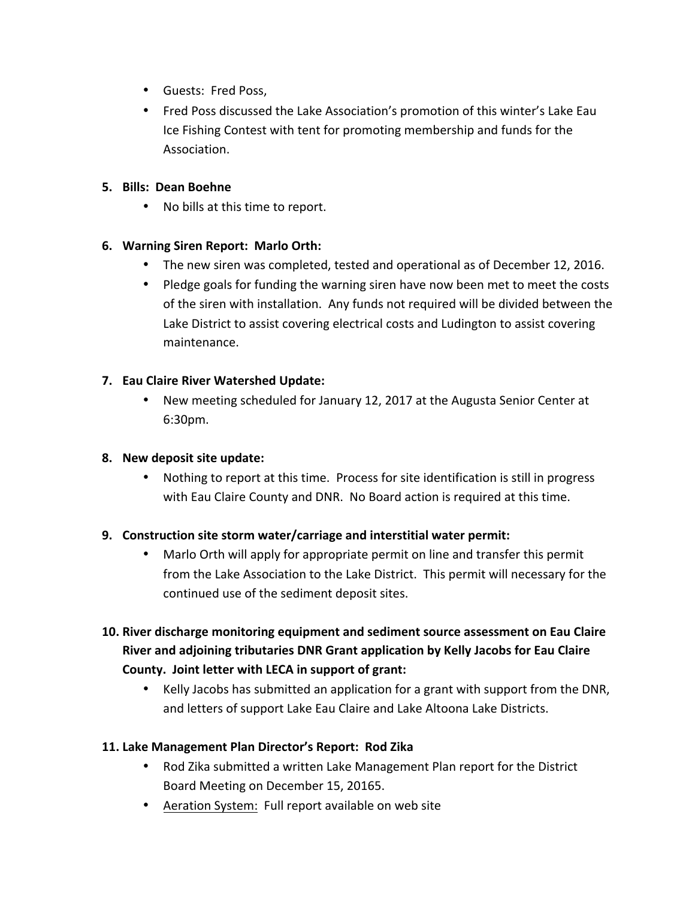- Guests: Fred Poss,
- Fred Poss discussed the Lake Association's promotion of this winter's Lake Eau Ice Fishing Contest with tent for promoting membership and funds for the Association.

5. **Bills: Dean Boehne**
   - No bills at this time to report.

6. **Warning Siren Report: Marlo Orth:**
   - The new siren was completed, tested and operational as of December 12, 2016.
   - Pledge goals for funding the warning siren have now been met to meet the costs of the siren with installation. Any funds not required will be divided between the Lake District to assist covering electrical costs and Ludington to assist covering maintenance.

7. **Eau Claire River Watershed Update:**
   - New meeting scheduled for January 12, 2017 at the Augusta Senior Center at 6:30pm.

8. **New deposit site update:**
   - Nothing to report at this time. Process for site identification is still in progress with Eau Claire County and DNR. No Board action is required at this time.

9. **Construction site storm water/carriage and interstitial water permit:**
   - Marlo Orth will apply for appropriate permit on line and transfer this permit from the Lake Association to the Lake District. This permit will necessary for the continued use of the sediment deposit sites.

10. **River discharge monitoring equipment and sediment source assessment on Eau Claire River and adjoining tributaries DNR Grant application by Kelly Jacobs for Eau Claire County. Joint letter with LECA in support of grant:**
    - Kelly Jacobs has submitted an application for a grant with support from the DNR, and letters of support Lake Eau Claire and Lake Altoona Lake Districts.

11. **Lake Management Plan Director's Report: Rod Zika**
    - Rod Zika submitted a written Lake Management Plan report for the District Board Meeting on December 15, 20165.
    - Aeration System: Full report available on web site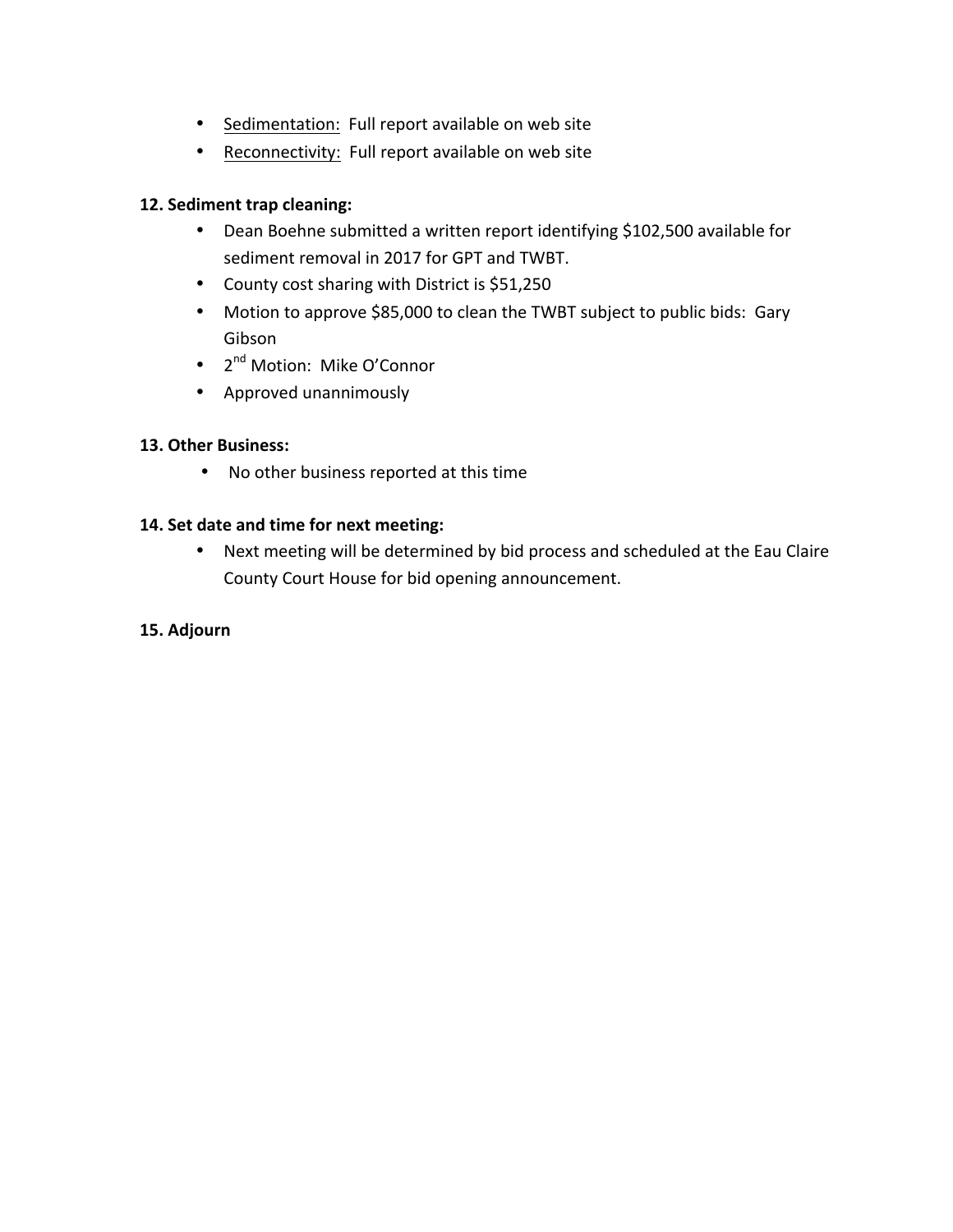- Sedimentation: Full report available on web site
- Reconnectivity: Full report available on web site

**12. Sediment trap cleaning:**

- Dean Boehne submitted a written report identifying $102,500 available for sediment removal in 2017 for GPT and TWBT.
- County cost sharing with District is $51,250
- Motion to approve $85,000 to clean the TWBT subject to public bids: Gary Gibson
- 2nd Motion: Mike O'Connor
- Approved unannimously

**13. Other Business:**

- No other business reported at this time

**14. Set date and time for next meeting:**

- Next meeting will be determined by bid process and scheduled at the Eau Claire County Court House for bid opening announcement.

**15. Adjourn**